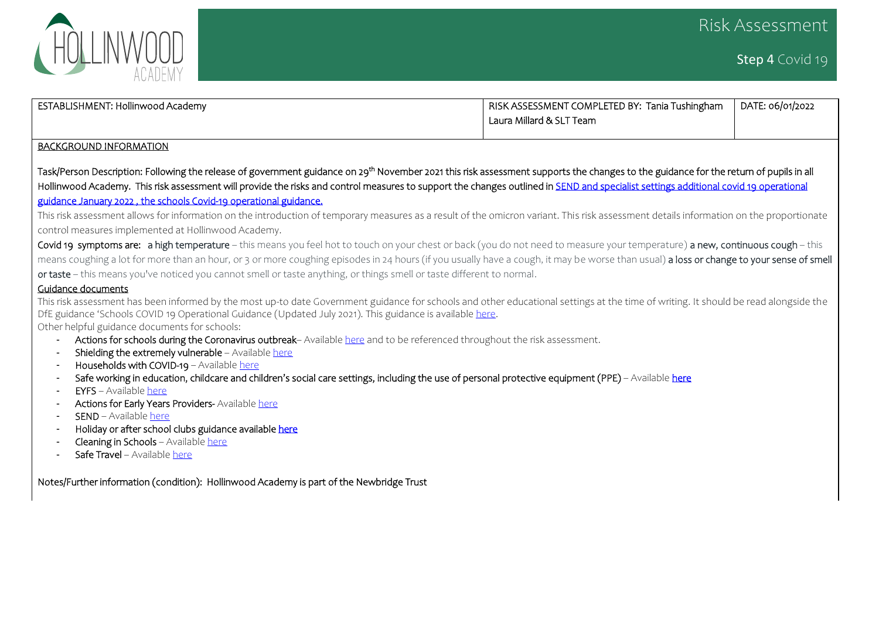# Risk Assessment

## Step 4 Covid 19

| ESTABLISHMENT: Hollinwood Academy | RISK ASSESSMENT COMPLETED BY: Tania Tushingham Laura Millard & SLT Team | DATE: 06/01/2022 |
|---|---|---|

BACKGROUND INFORMATION

Task/Person Description: Following the release of government guidance on 29th November 2021 this risk assessment supports the changes to the guidance for the return of pupils in all Hollinwood Academy. This risk assessment will provide the risks and control measures to support the changes outlined in [SEND and specialist settings additional covid 19 operational guidance January 2022 , the schools Covid-19 operational guidance.]()

This risk assessment allows for information on the introduction of temporary measures as a result of the omicron variant. This risk assessment details information on the proportionate control measures implemented at Hollinwood Academy.

Covid 19 symptoms are: **a high temperature** – this means you feel hot to touch on your chest or back (you do not need to measure your temperature) **a new, continuous cough** – this means coughing a lot for more than an hour, or 3 or more coughing episodes in 24 hours (if you usually have a cough, it may be worse than usual) **a loss or change to your sense of smell or taste** – this means you've noticed you cannot smell or taste anything, or things smell or taste different to normal.

Guidance documents

This risk assessment has been informed by the most up-to date Government guidance for schools and other educational settings at the time of writing. It should be read alongside the DfE guidance 'Schools COVID 19 Operational Guidance (Updated July 2021). This guidance is available here.

Other helpful guidance documents for schools:

- Actions for schools during the Coronavirus outbreak– Available here and to be referenced throughout the risk assessment.
- Shielding the extremely vulnerable – Available here
- Households with COVID-19 – Available here
- Safe working in education, childcare and children's social care settings, including the use of personal protective equipment (PPE) – Available here
- EYFS – Available here
- Actions for Early Years Providers- Available here
- SEND – Available here
- Holiday or after school clubs guidance available here
- Cleaning in Schools – Available here
- Safe Travel – Available here

Notes/Further information (condition): Hollinwood Academy is part of the Newbridge Trust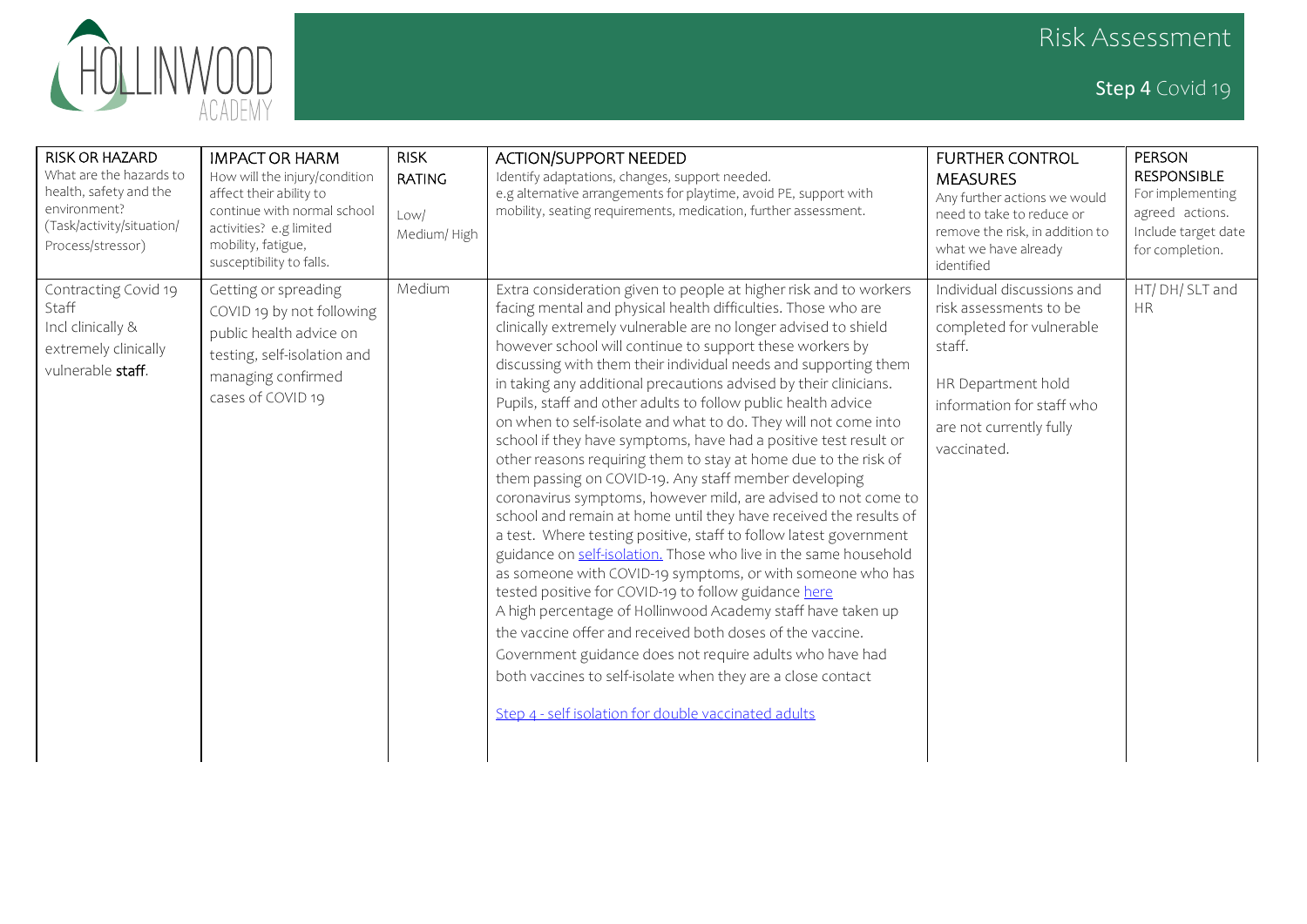# Risk Assessment

## Step 4 Covid 19

| RISK OR HAZARD What are the hazards to health, safety and the environment? (Task/activity/situation/ Process/stressor) | IMPACT OR HARM How will the injury/condition affect their ability to continue with normal school activities? e.g limited mobility, fatigue, susceptibility to falls. | RISK RATING Low/ Medium/ High | ACTION/SUPPORT NEEDED Identify adaptations, changes, support needed. e.g alternative arrangements for playtime, avoid PE, support with mobility, seating requirements, medication, further assessment. | FURTHER CONTROL MEASURES Any further actions we would need to take to reduce or remove the risk, in addition to what we have already identified | PERSON RESPONSIBLE For implementing agreed actions. Include target date for completion. |
|---|---|---|---|---|---|
| Contracting Covid 19 Staff Incl clinically & extremely clinically vulnerable **staff**. | Getting or spreading COVID 19 by not following public health advice on testing, self-isolation and managing confirmed cases of COVID 19 | Medium | Extra consideration given to people at higher risk and to workers facing mental and physical health difficulties. Those who are clinically extremely vulnerable are no longer advised to shield however school will continue to support these workers by discussing with them their individual needs and supporting them in taking any additional precautions advised by their clinicians. Pupils, staff and other adults to follow public health advice on when to self-isolate and what to do. They will not come into school if they have symptoms, have had a positive test result or other reasons requiring them to stay at home due to the risk of them passing on COVID-19. Any staff member developing coronavirus symptoms, however mild, are advised to not come to school and remain at home until they have received the results of a test. Where testing positive, staff to follow latest government guidance on self-isolation. Those who live in the same household as someone with COVID-19 symptoms, or with someone who has tested positive for COVID-19 to follow guidance here<br>A high percentage of Hollinwood Academy staff have taken up the vaccine offer and received both doses of the vaccine.<br>Government guidance does not require adults who have had both vaccines to self-isolate when they are a close contact<br><br>Step 4 - self isolation for double vaccinated adults | Individual discussions and risk assessments to be completed for vulnerable staff.<br><br>HR Department hold information for staff who are not currently fully vaccinated. | HT/ DH/ SLT and HR |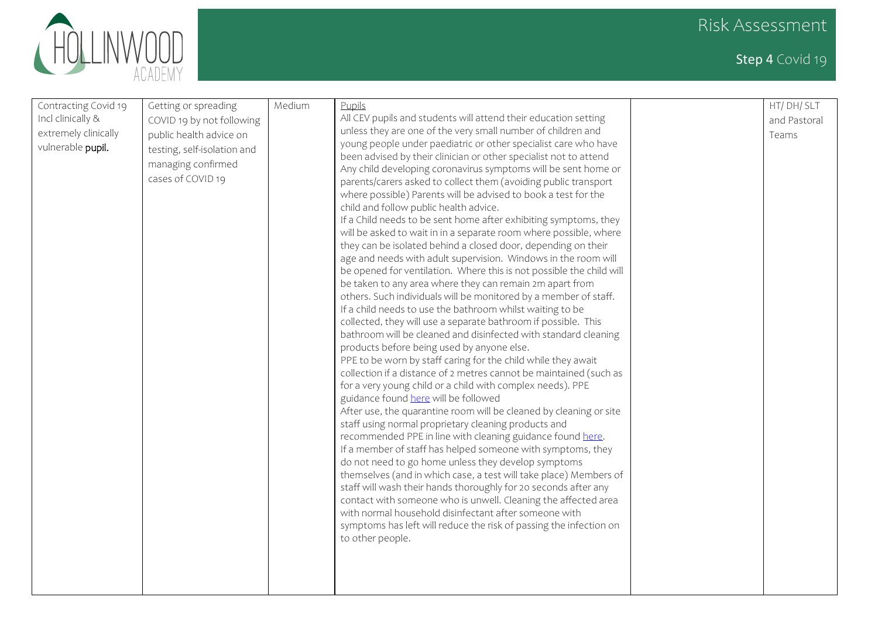| Contracting Covid 19 Incl clinically & extremely clinically vulnerable **pupil.** | Getting or spreading COVID 19 by not following public health advice on testing, self-isolation and managing confirmed cases of COVID 19 | Medium | Pupils<br>All CEV pupils and students will attend their education setting unless they are one of the very small number of children and young people under paediatric or other specialist care who have been advised by their clinician or other specialist not to attend<br>Any child developing coronavirus symptoms will be sent home or parents/carers asked to collect them (avoiding public transport where possible) Parents will be advised to book a test for the child and follow public health advice.<br>If a Child needs to be sent home after exhibiting symptoms, they will be asked to wait in in a separate room where possible, where they can be isolated behind a closed door, depending on their age and needs with adult supervision. Windows in the room will be opened for ventilation. Where this is not possible the child will be taken to any area where they can remain 2m apart from others. Such individuals will be monitored by a member of staff.<br>If a child needs to use the bathroom whilst waiting to be collected, they will use a separate bathroom if possible. This bathroom will be cleaned and disinfected with standard cleaning products before being used by anyone else.<br>PPE to be worn by staff caring for the child while they await collection if a distance of 2 metres cannot be maintained (such as for a very young child or a child with complex needs). PPE guidance found here will be followed<br>After use, the quarantine room will be cleaned by cleaning or site staff using normal proprietary cleaning products and recommended PPE in line with cleaning guidance found here.<br>If a member of staff has helped someone with symptoms, they do not need to go home unless they develop symptoms themselves (and in which case, a test will take place) Members of staff will wash their hands thoroughly for 20 seconds after any contact with someone who is unwell. Cleaning the affected area with normal household disinfectant after someone with symptoms has left will reduce the risk of passing the infection on to other people. | | HT/ DH/ SLT and Pastoral Teams |
|---|---|---|---|---|---|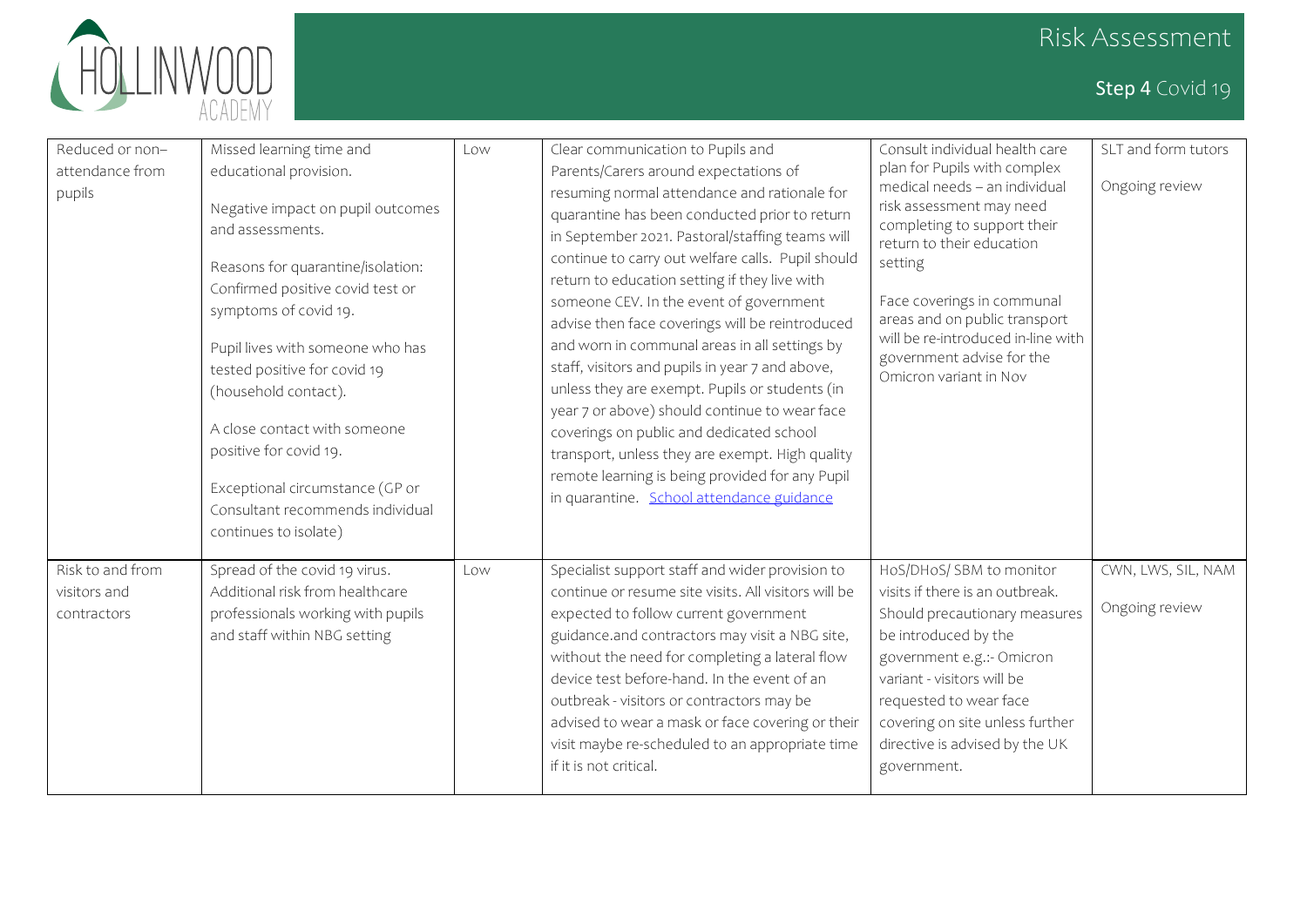| Reduced or non–attendance from pupils | Missed learning time and educational provision.<br><br>Negative impact on pupil outcomes and assessments.<br><br>Reasons for quarantine/isolation: Confirmed positive covid test or symptoms of covid 19.<br><br>Pupil lives with someone who has tested positive for covid 19 (household contact).<br><br>A close contact with someone positive for covid 19.<br><br>Exceptional circumstance (GP or Consultant recommends individual continues to isolate) | Low | Clear communication to Pupils and Parents/Carers around expectations of resuming normal attendance and rationale for quarantine has been conducted prior to return in September 2021. Pastoral/staffing teams will continue to carry out welfare calls. Pupil should return to education setting if they live with someone CEV. In the event of government advise then face coverings will be reintroduced and worn in communal areas in all settings by staff, visitors and pupils in year 7 and above, unless they are exempt. Pupils or students (in year 7 or above) should continue to wear face coverings on public and dedicated school transport, unless they are exempt. High quality remote learning is being provided for any Pupil in quarantine. [School attendance guidance] | Consult individual health care plan for Pupils with complex medical needs – an individual risk assessment may need completing to support their return to their education setting<br><br>Face coverings in communal areas and on public transport will be re-introduced in-line with government advise for the Omicron variant in Nov | SLT and form tutors<br><br>Ongoing review |
|---|---|---|---|---|---|
| Risk to and from visitors and contractors | Spread of the covid 19 virus. Additional risk from healthcare professionals working with pupils and staff within NBG setting | Low | Specialist support staff and wider provision to continue or resume site visits. All visitors will be expected to follow current government guidance.and contractors may visit a NBG site, without the need for completing a lateral flow device test before-hand. In the event of an outbreak - visitors or contractors may be advised to wear a mask or face covering or their visit maybe re-scheduled to an appropriate time if it is not critical. | HoS/DHoS/ SBM to monitor visits if there is an outbreak. Should precautionary measures be introduced by the government e.g.:- Omicron variant - visitors will be requested to wear face covering on site unless further directive is advised by the UK government. | CWN, LWS, SIL, NAM<br><br>Ongoing review |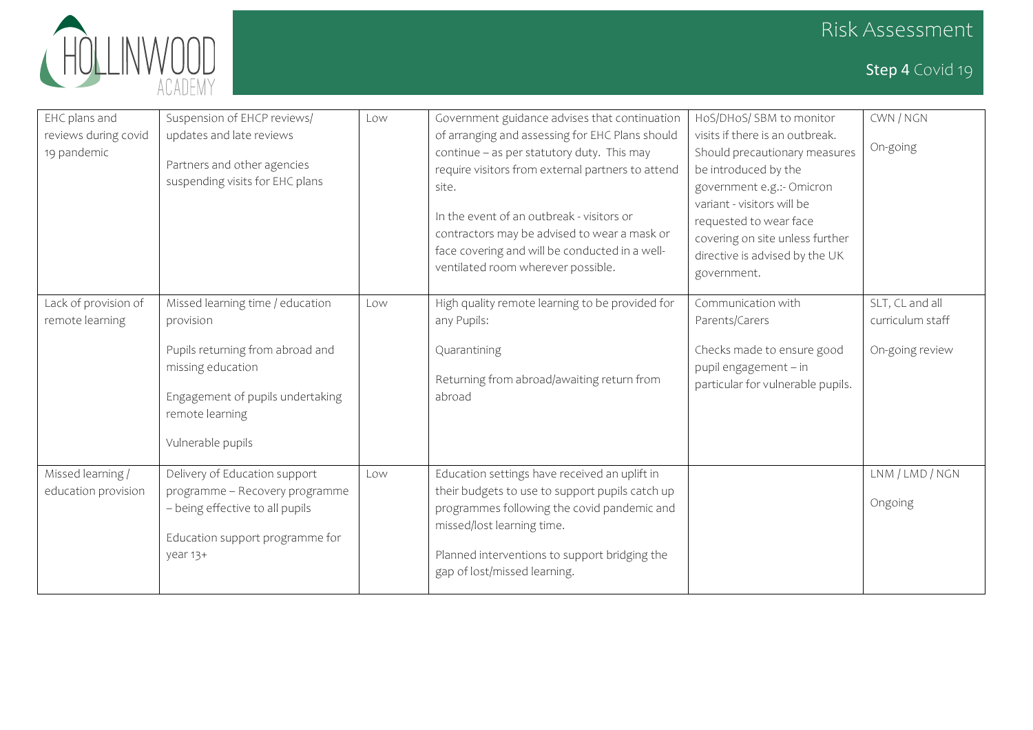| EHC plans and reviews during covid 19 pandemic | Suspension of EHCP reviews/ updates and late reviews<br><br>Partners and other agencies suspending visits for EHC plans | Low | Government guidance advises that continuation of arranging and assessing for EHC Plans should continue – as per statutory duty. This may require visitors from external partners to attend site.<br><br>In the event of an outbreak - visitors or contractors may be advised to wear a mask or face covering and will be conducted in a well-ventilated room wherever possible. | HoS/DHoS/ SBM to monitor visits if there is an outbreak. Should precautionary measures be introduced by the government e.g.:- Omicron variant - visitors will be requested to wear face covering on site unless further directive is advised by the UK government. | CWN / NGN<br><br>On-going |
|---|---|---|---|---|---|
| Lack of provision of remote learning | Missed learning time / education provision<br><br>Pupils returning from abroad and missing education<br><br>Engagement of pupils undertaking remote learning<br><br>Vulnerable pupils | Low | High quality remote learning to be provided for any Pupils:<br><br>Quarantining<br><br>Returning from abroad/awaiting return from abroad | Communication with Parents/Carers<br><br>Checks made to ensure good pupil engagement – in particular for vulnerable pupils. | SLT, CL and all curriculum staff<br><br>On-going review |
| Missed learning / education provision | Delivery of Education support programme – Recovery programme – being effective to all pupils<br><br>Education support programme for year 13+ | Low | Education settings have received an uplift in their budgets to use to support pupils catch up programmes following the covid pandemic and missed/lost learning time.<br><br>Planned interventions to support bridging the gap of lost/missed learning. | | LNM / LMD / NGN<br><br>Ongoing |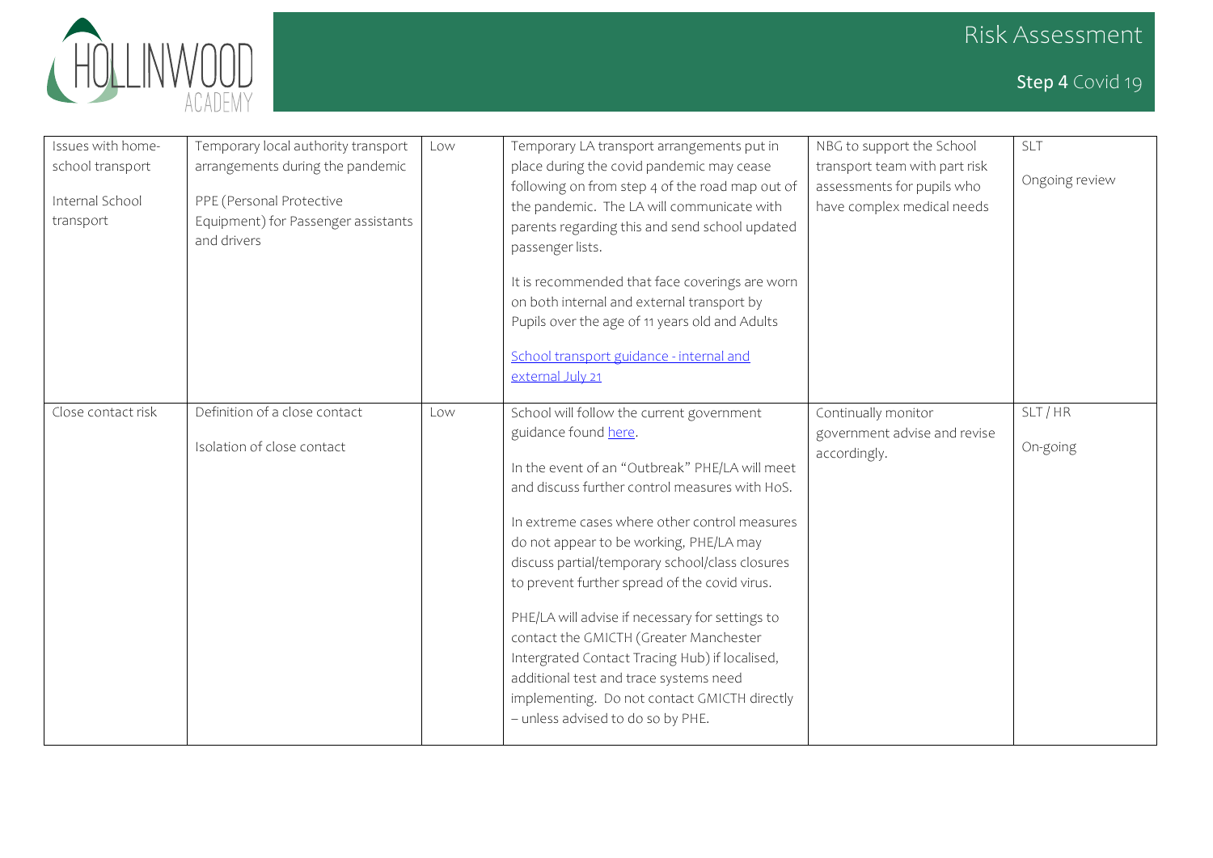| Issues with home-school transport<br><br>Internal School transport | Temporary local authority transport arrangements during the pandemic<br><br>PPE (Personal Protective Equipment) for Passenger assistants and drivers | Low | Temporary LA transport arrangements put in place during the covid pandemic may cease following on from step 4 of the road map out of the pandemic. The LA will communicate with parents regarding this and send school updated passenger lists.<br><br>It is recommended that face coverings are worn on both internal and external transport by Pupils over the age of 11 years old and Adults<br><br>[School transport guidance - internal and external July 21]() | NBG to support the School transport team with part risk assessments for pupils who have complex medical needs | SLT<br><br>Ongoing review |
|---|---|---|---|---|---|
| Close contact risk | Definition of a close contact<br><br>Isolation of close contact | Low | School will follow the current government guidance found [here]().<br><br>In the event of an "Outbreak" PHE/LA will meet and discuss further control measures with HoS.<br><br>In extreme cases where other control measures do not appear to be working, PHE/LA may discuss partial/temporary school/class closures to prevent further spread of the covid virus.<br><br>PHE/LA will advise if necessary for settings to contact the GMICTH (Greater Manchester Intergrated Contact Tracing Hub) if localised, additional test and trace systems need implementing. Do not contact GMICTH directly – unless advised to do so by PHE. | Continually monitor government advise and revise accordingly. | SLT / HR<br><br>On-going |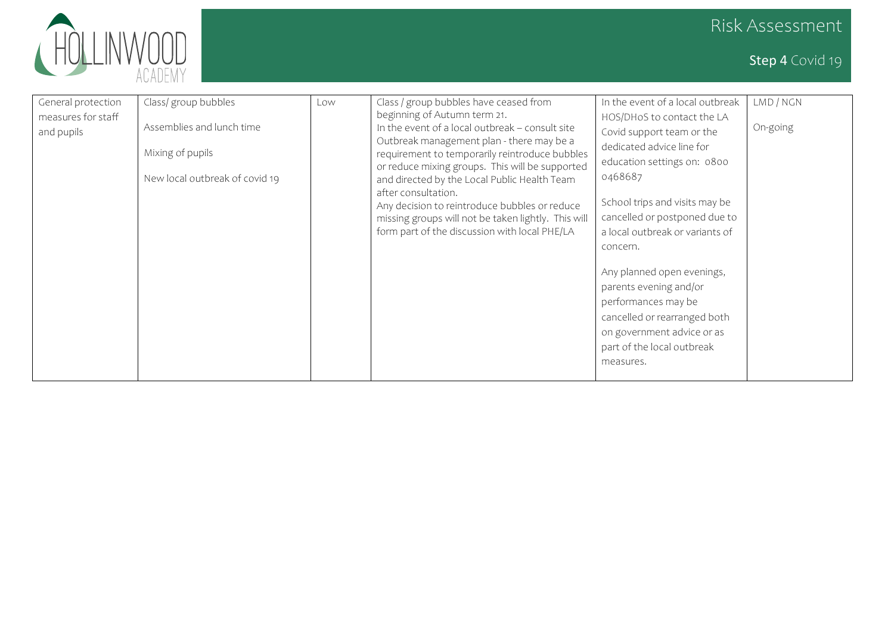| General protection measures for staff and pupils | Class/ group bubbles<br><br>Assemblies and lunch time<br><br>Mixing of pupils<br><br>New local outbreak of covid 19 | Low | Class / group bubbles have ceased from beginning of Autumn term 21.<br>In the event of a local outbreak – consult site Outbreak management plan - there may be a requirement to temporarily reintroduce bubbles or reduce mixing groups. This will be supported and directed by the Local Public Health Team after consultation.<br>Any decision to reintroduce bubbles or reduce missing groups will not be taken lightly. This will form part of the discussion with local PHE/LA | In the event of a local outbreak HOS/DHoS to contact the LA Covid support team or the dedicated advice line for education settings on: 0800 0468687<br><br>School trips and visits may be cancelled or postponed due to a local outbreak or variants of concern.<br><br>Any planned open evenings, parents evening and/or performances may be cancelled or rearranged both on government advice or as part of the local outbreak measures. | LMD / NGN<br><br>On-going |
|---|---|---|---|---|---|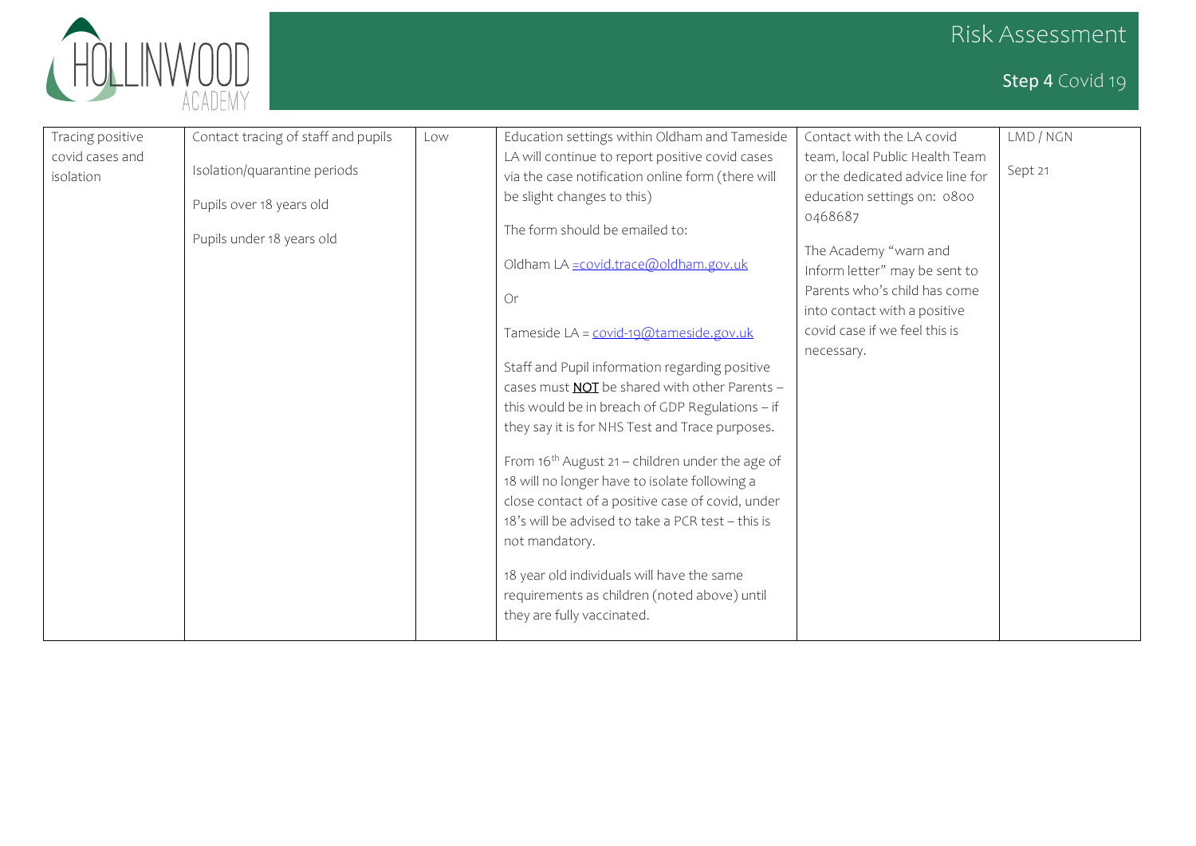| Tracing positive covid cases and isolation | Contact tracing of staff and pupils<br><br>Isolation/quarantine periods<br><br>Pupils over 18 years old<br><br>Pupils under 18 years old | Low | Education settings within Oldham and Tameside LA will continue to report positive covid cases via the case notification online form (there will be slight changes to this)<br><br>The form should be emailed to:<br><br>Oldham LA =covid.trace@oldham.gov.uk<br><br>Or<br><br>Tameside LA = covid-19@tameside.gov.uk<br><br>Staff and Pupil information regarding positive cases must **NOT** be shared with other Parents – this would be in breach of GDP Regulations – if they say it is for NHS Test and Trace purposes.<br><br>From 16th August 21 – children under the age of 18 will no longer have to isolate following a close contact of a positive case of covid, under 18's will be advised to take a PCR test – this is not mandatory.<br><br>18 year old individuals will have the same requirements as children (noted above) until they are fully vaccinated. | Contact with the LA covid team, local Public Health Team or the dedicated advice line for education settings on: 0800 0468687<br><br>The Academy "warn and Inform letter" may be sent to Parents who's child has come into contact with a positive covid case if we feel this is necessary. | LMD / NGN<br><br>Sept 21 |
|---|---|---|---|---|---|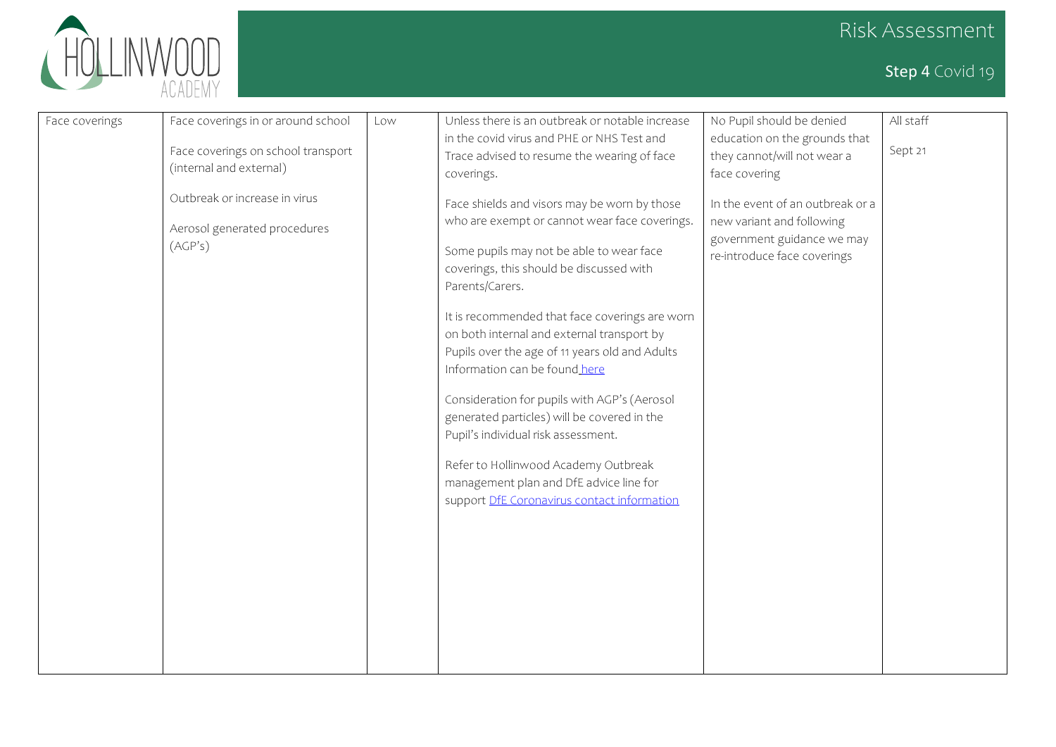| Face coverings | Face coverings in or around school<br><br>Face coverings on school transport (internal and external)<br><br>Outbreak or increase in virus<br><br>Aerosol generated procedures (AGP's) | Low | Unless there is an outbreak or notable increase in the covid virus and PHE or NHS Test and Trace advised to resume the wearing of face coverings.<br><br>Face shields and visors may be worn by those who are exempt or cannot wear face coverings.<br><br>Some pupils may not be able to wear face coverings, this should be discussed with Parents/Carers.<br><br>It is recommended that face coverings are worn on both internal and external transport by Pupils over the age of 11 years old and Adults Information can be found here<br><br>Consideration for pupils with AGP's (Aerosol generated particles) will be covered in the Pupil's individual risk assessment.<br><br>Refer to Hollinwood Academy Outbreak management plan and DfE advice line for support DfE Coronavirus contact information | No Pupil should be denied education on the grounds that they cannot/will not wear a face covering<br><br>In the event of an outbreak or a new variant and following government guidance we may re-introduce face coverings | All staff<br><br>Sept 21 |
|---|---|---|---|---|---|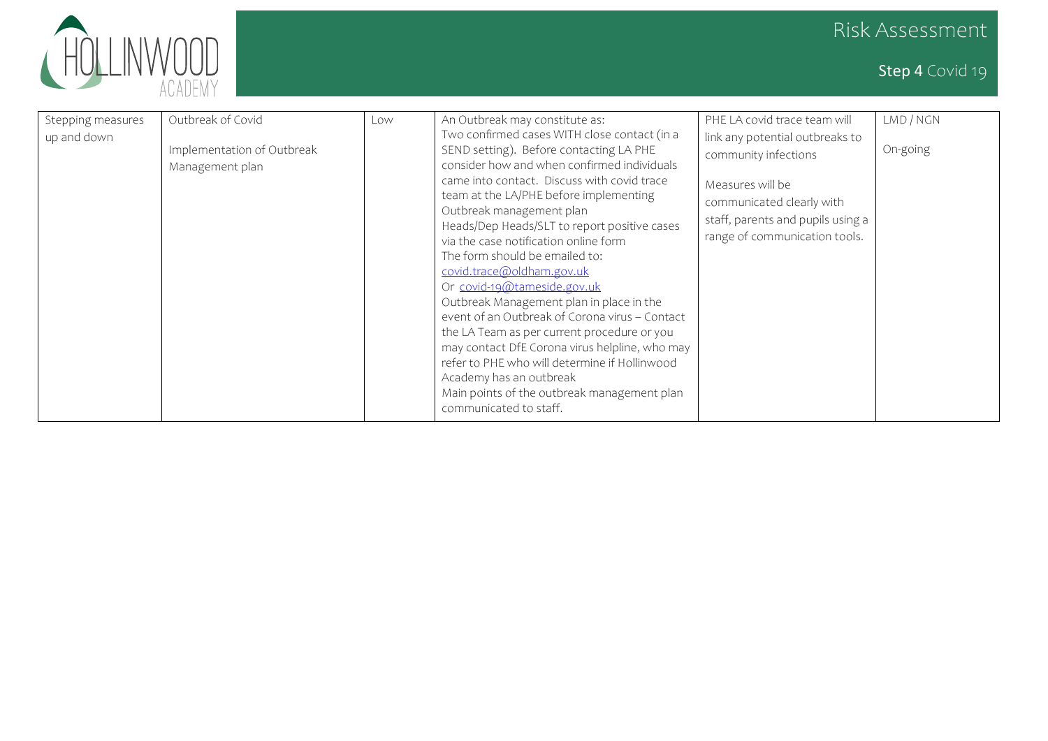| Stepping measures up and down | Outbreak of Covid<br><br>Implementation of Outbreak Management plan | Low | An Outbreak may constitute as:<br>Two confirmed cases WITH close contact (in a SEND setting). Before contacting LA PHE consider how and when confirmed individuals came into contact. Discuss with covid trace team at the LA/PHE before implementing Outbreak management plan<br>Heads/Dep Heads/SLT to report positive cases via the case notification online form<br>The form should be emailed to:<br>covid.trace@oldham.gov.uk<br>Or covid-19@tameside.gov.uk<br>Outbreak Management plan in place in the event of an Outbreak of Corona virus – Contact the LA Team as per current procedure or you may contact DfE Corona virus helpline, who may refer to PHE who will determine if Hollinwood Academy has an outbreak<br>Main points of the outbreak management plan communicated to staff. | PHE LA covid trace team will link any potential outbreaks to community infections<br><br>Measures will be communicated clearly with staff, parents and pupils using a range of communication tools. | LMD / NGN<br><br>On-going |
|---|---|---|---|---|---|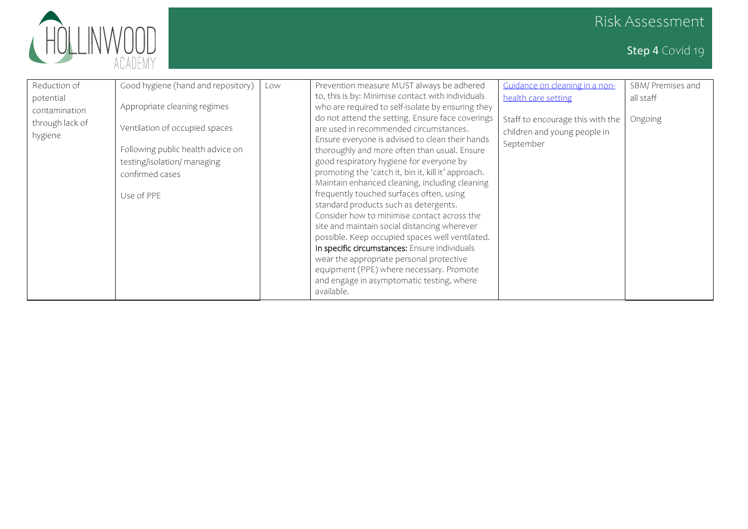| Reduction of potential contamination through lack of hygiene | Good hygiene (hand and repository)<br><br>Appropriate cleaning regimes<br><br>Ventilation of occupied spaces<br><br>Following public health advice on testing/isolation/ managing confirmed cases<br><br>Use of PPE | Low | Prevention measure MUST always be adhered to, this is by: Minimise contact with individuals who are required to self-isolate by ensuring they do not attend the setting. Ensure face coverings are used in recommended circumstances. Ensure everyone is advised to clean their hands thoroughly and more often than usual. Ensure good respiratory hygiene for everyone by promoting the 'catch it, bin it, kill it' approach. Maintain enhanced cleaning, including cleaning frequently touched surfaces often, using standard products such as detergents. Consider how to minimise contact across the site and maintain social distancing wherever possible. Keep occupied spaces well ventilated. **In specific circumstances:** Ensure individuals wear the appropriate personal protective equipment (PPE) where necessary. Promote and engage in asymptomatic testing, where available. | Guidance on cleaning in a non-health care setting<br><br>Staff to encourage this with the children and young people in September | SBM/ Premises and all staff<br><br>Ongoing |
|---|---|---|---|---|---|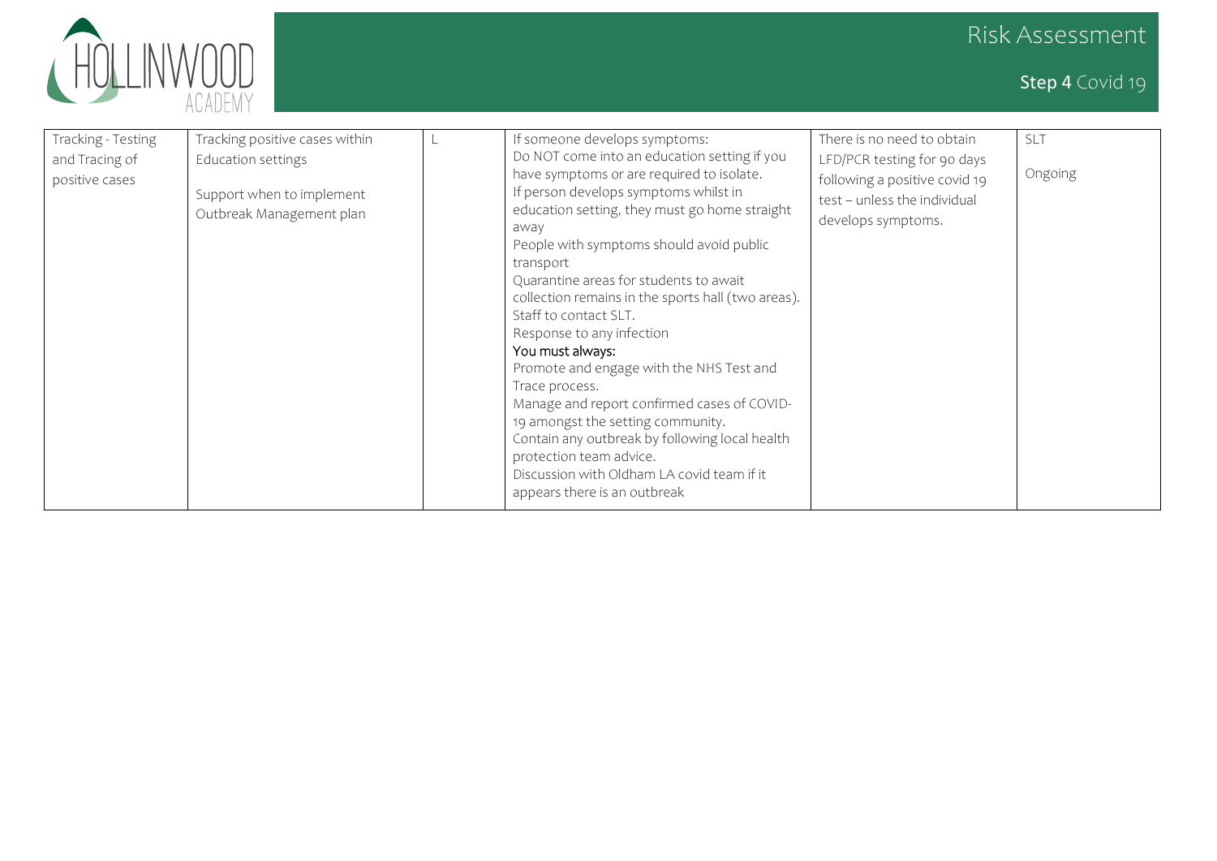| Tracking - Testing and Tracing of positive cases | Tracking positive cases within Education settings<br><br>Support when to implement Outbreak Management plan | L | If someone develops symptoms:<br>Do NOT come into an education setting if you have symptoms or are required to isolate.<br>If person develops symptoms whilst in education setting, they must go home straight away<br>People with symptoms should avoid public transport<br>Quarantine areas for students to await collection remains in the sports hall (two areas).<br>Staff to contact SLT.<br>Response to any infection<br>**You must always:**<br>Promote and engage with the NHS Test and Trace process.<br>Manage and report confirmed cases of COVID-19 amongst the setting community.<br>Contain any outbreak by following local health protection team advice.<br>Discussion with Oldham LA covid team if it appears there is an outbreak | There is no need to obtain LFD/PCR testing for 90 days following a positive covid 19 test – unless the individual develops symptoms. | SLT<br><br>Ongoing |
|---|---|---|---|---|---|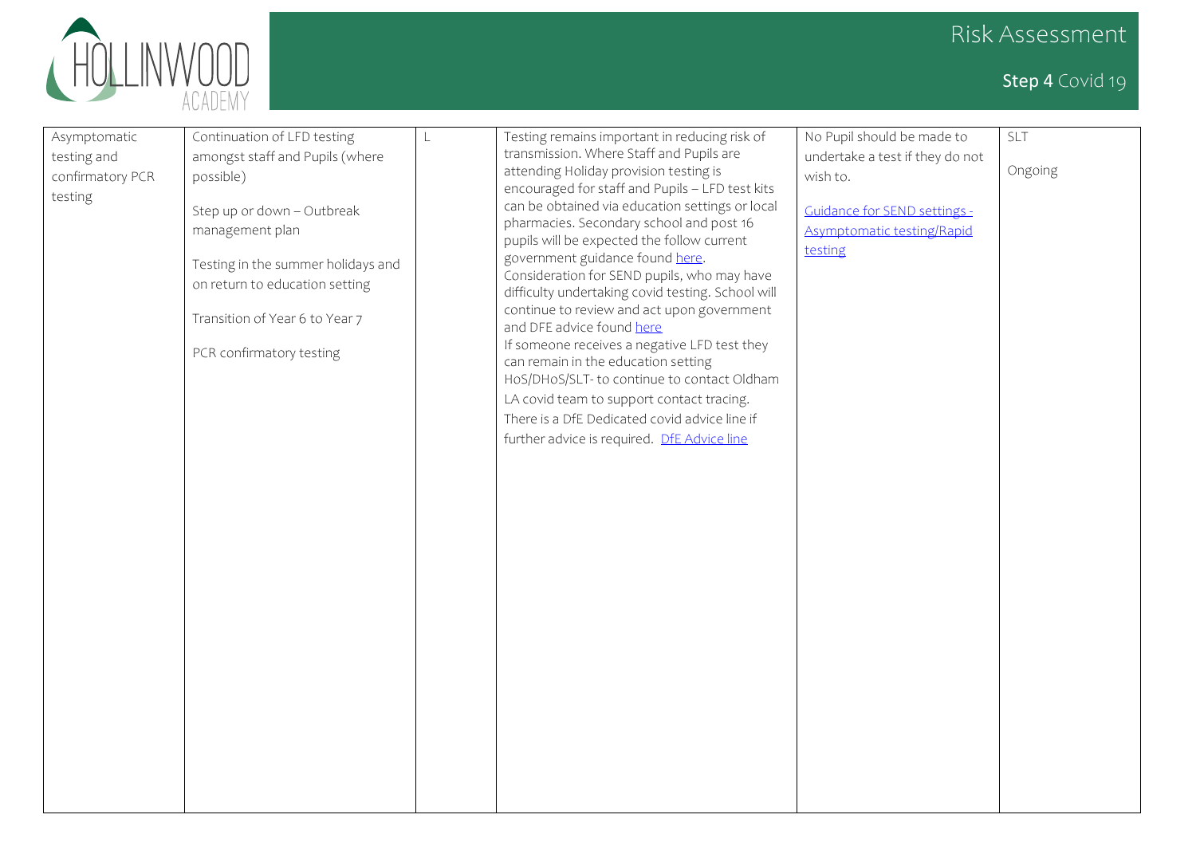| | | | | | |
|---|---|---|---|---|---|
| Asymptomatic testing and confirmatory PCR testing | Continuation of LFD testing amongst staff and Pupils (where possible)<br><br>Step up or down – Outbreak management plan<br><br>Testing in the summer holidays and on return to education setting<br><br>Transition of Year 6 to Year 7<br><br>PCR confirmatory testing | L | Testing remains important in reducing risk of transmission. Where Staff and Pupils are attending Holiday provision testing is encouraged for staff and Pupils – LFD test kits can be obtained via education settings or local pharmacies. Secondary school and post 16 pupils will be expected the follow current government guidance found here. Consideration for SEND pupils, who may have difficulty undertaking covid testing. School will continue to review and act upon government and DFE advice found here<br>If someone receives a negative LFD test they can remain in the education setting<br>HoS/DHoS/SLT- to continue to contact Oldham LA covid team to support contact tracing.<br>There is a DfE Dedicated covid advice line if further advice is required. DfE Advice line | No Pupil should be made to undertake a test if they do not wish to.<br><br>Guidance for SEND settings - Asymptomatic testing/Rapid testing | SLT<br><br>Ongoing |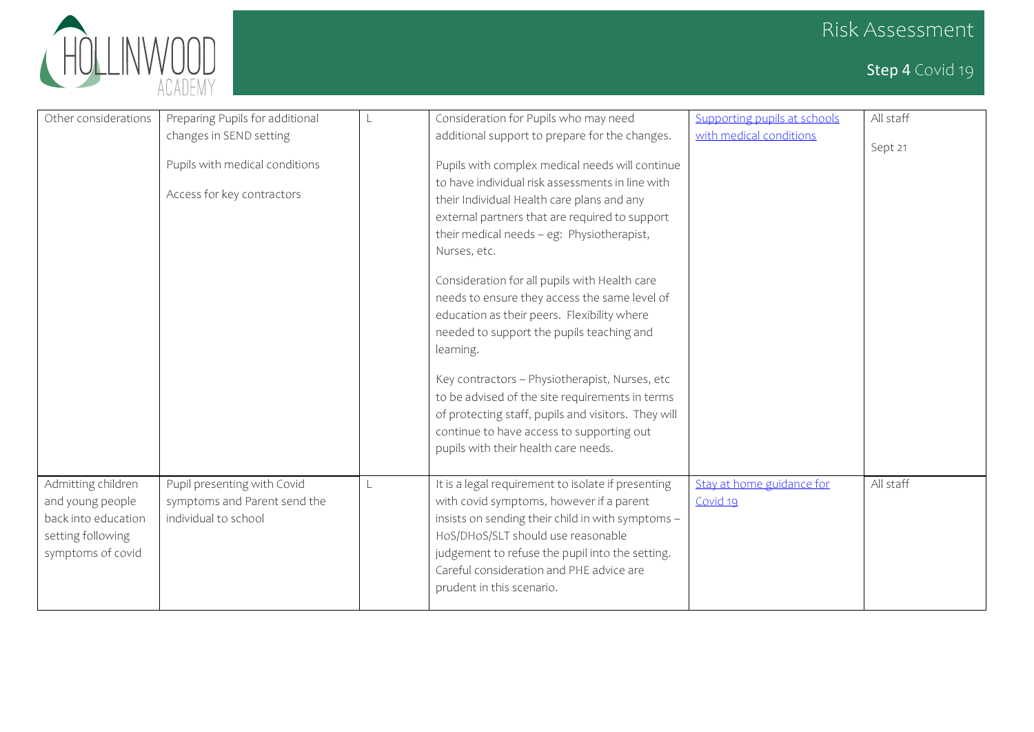| Other considerations | Preparing Pupils for additional changes in SEND setting<br><br>Pupils with medical conditions<br><br>Access for key contractors | L | Consideration for Pupils who may need additional support to prepare for the changes.<br><br>Pupils with complex medical needs will continue to have individual risk assessments in line with their Individual Health care plans and any external partners that are required to support their medical needs – eg: Physiotherapist, Nurses, etc.<br><br>Consideration for all pupils with Health care needs to ensure they access the same level of education as their peers. Flexibility where needed to support the pupils teaching and learning.<br><br>Key contractors – Physiotherapist, Nurses, etc to be advised of the site requirements in terms of protecting staff, pupils and visitors. They will continue to have access to supporting out pupils with their health care needs. | Supporting pupils at schools with medical conditions | All staff<br><br>Sept 21 |
|---|---|---|---|---|---|
| Admitting children and young people back into education setting following symptoms of covid | Pupil presenting with Covid symptoms and Parent send the individual to school | L | It is a legal requirement to isolate if presenting with covid symptoms, however if a parent insists on sending their child in with symptoms – HoS/DHoS/SLT should use reasonable judgement to refuse the pupil into the setting. Careful consideration and PHE advice are prudent in this scenario. | Stay at home guidance for Covid 19 | All staff |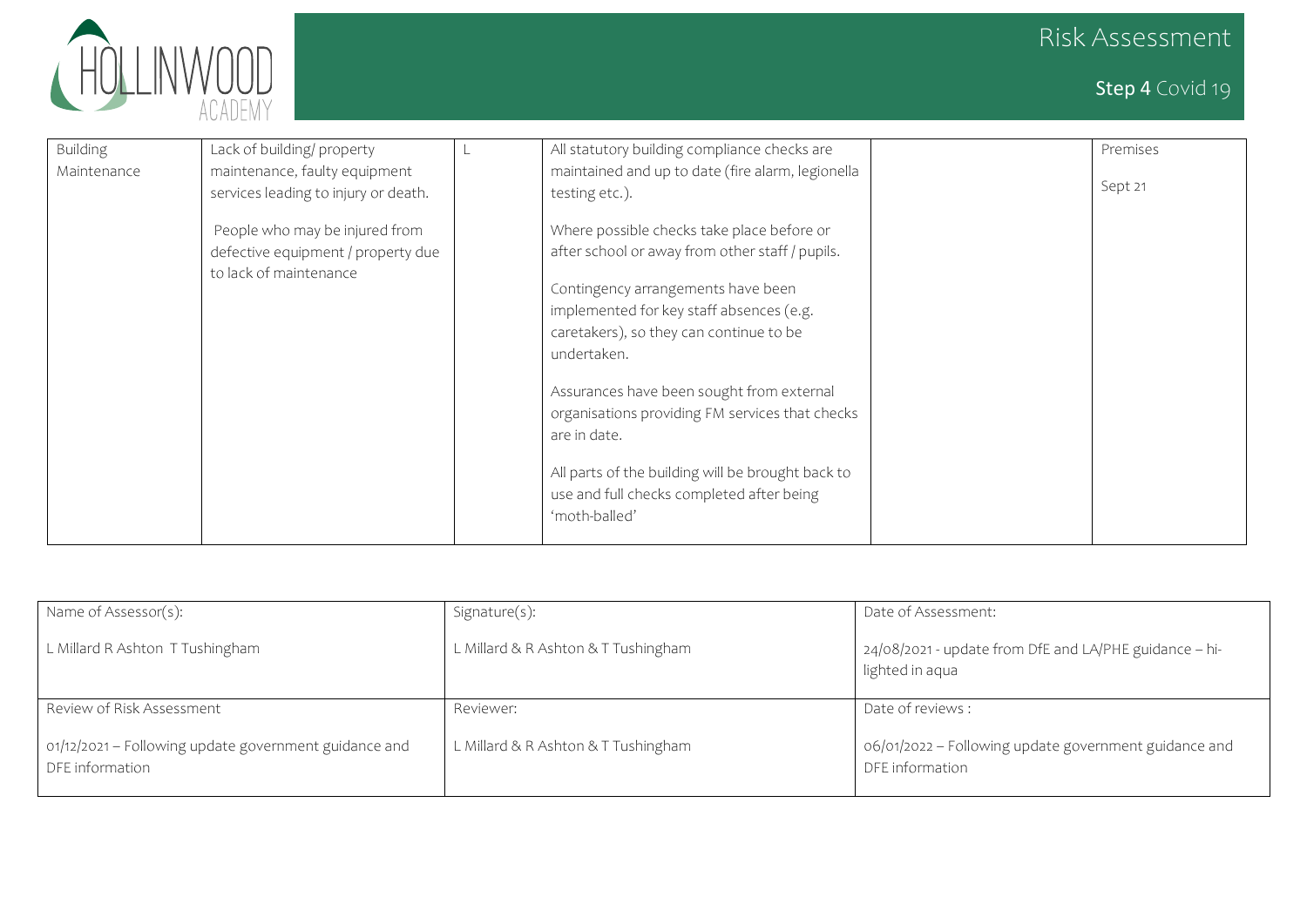| Building Maintenance | Lack of building/ property maintenance, faulty equipment services leading to injury or death.<br><br>People who may be injured from defective equipment / property due to lack of maintenance | L | All statutory building compliance checks are maintained and up to date (fire alarm, legionella testing etc.).<br><br>Where possible checks take place before or after school or away from other staff / pupils.<br><br>Contingency arrangements have been implemented for key staff absences (e.g. caretakers), so they can continue to be undertaken.<br><br>Assurances have been sought from external organisations providing FM services that checks are in date.<br><br>All parts of the building will be brought back to use and full checks completed after being 'moth-balled' | | Premises<br><br>Sept 21 |
|---|---|---|---|---|---|

| Name of Assessor(s): | Signature(s): | Date of Assessment: |
|---|---|---|
| L Millard R Ashton T Tushingham | L Millard & R Ashton & T Tushingham | 24/08/2021 - update from DfE and LA/PHE guidance – hi-lighted in aqua |
| Review of Risk Assessment | Reviewer: | Date of reviews : |
| 01/12/2021 – Following update government guidance and DFE information | L Millard & R Ashton & T Tushingham | 06/01/2022 – Following update government guidance and DFE information |